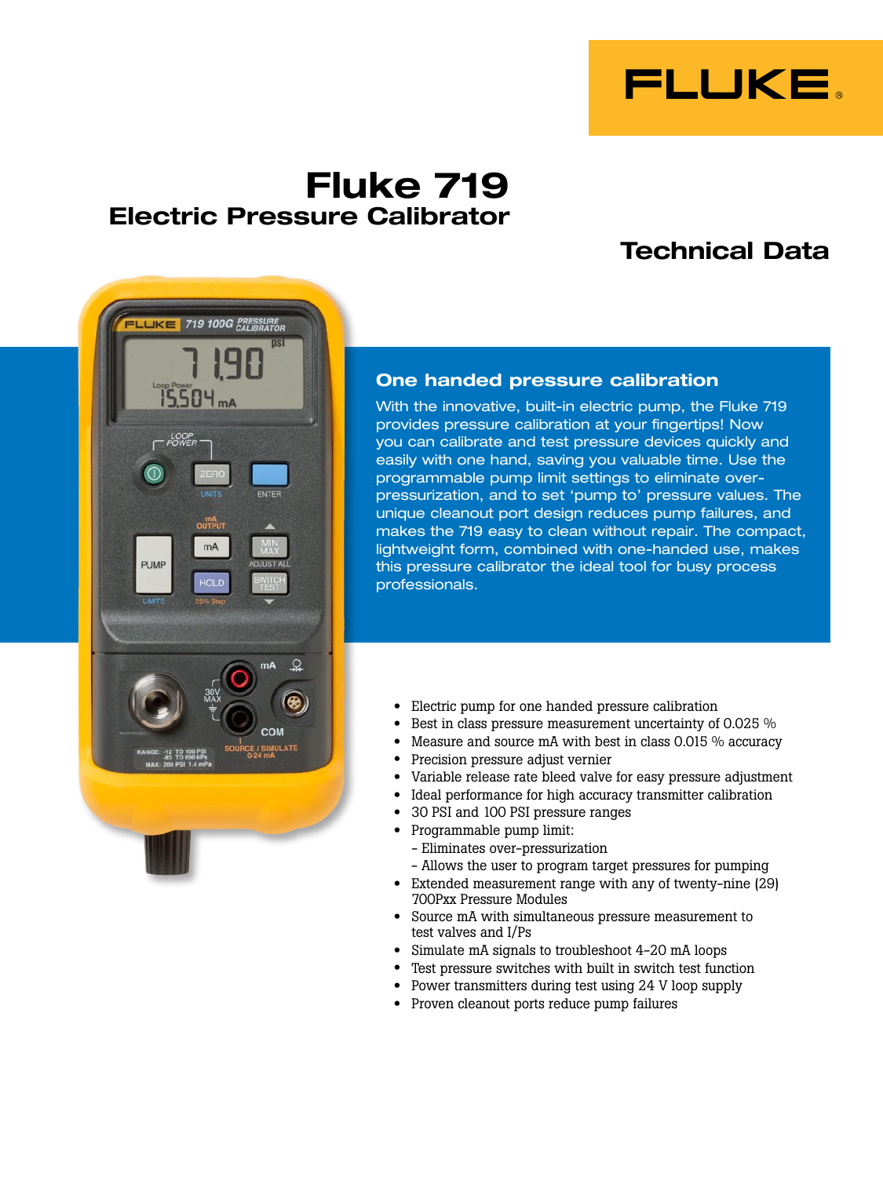# Fluke 719

## Electric Pressure Calibrator

## Technical Data

### One handed pressure calibration

With the innovative, built-in electric pump, the Fluke 719 provides pressure calibration at your fingertips! Now you can calibrate and test pressure devices quickly and easily with one hand, saving you valuable time. Use the programmable pump limit settings to eliminate over-pressurization, and to set 'pump to' pressure values. The unique cleanout port design reduces pump failures, and makes the 719 easy to clean without repair. The compact, lightweight form, combined with one-handed use, makes this pressure calibrator the ideal tool for busy process professionals.

- Electric pump for one handed pressure calibration
- Best in class pressure measurement uncertainty of 0.025 %
- Measure and source mA with best in class 0.015 % accuracy
- Precision pressure adjust vernier
- Variable release rate bleed valve for easy pressure adjustment
- Ideal performance for high accuracy transmitter calibration
- 30 PSI and 100 PSI pressure ranges
- Programmable pump limit:
  - Eliminates over-pressurization
  - Allows the user to program target pressures for pumping
- Extended measurement range with any of twenty-nine (29) 700Pxx Pressure Modules
- Source mA with simultaneous pressure measurement to test valves and I/Ps
- Simulate mA signals to troubleshoot 4-20 mA loops
- Test pressure switches with built in switch test function
- Power transmitters during test using 24 V loop supply
- Proven cleanout ports reduce pump failures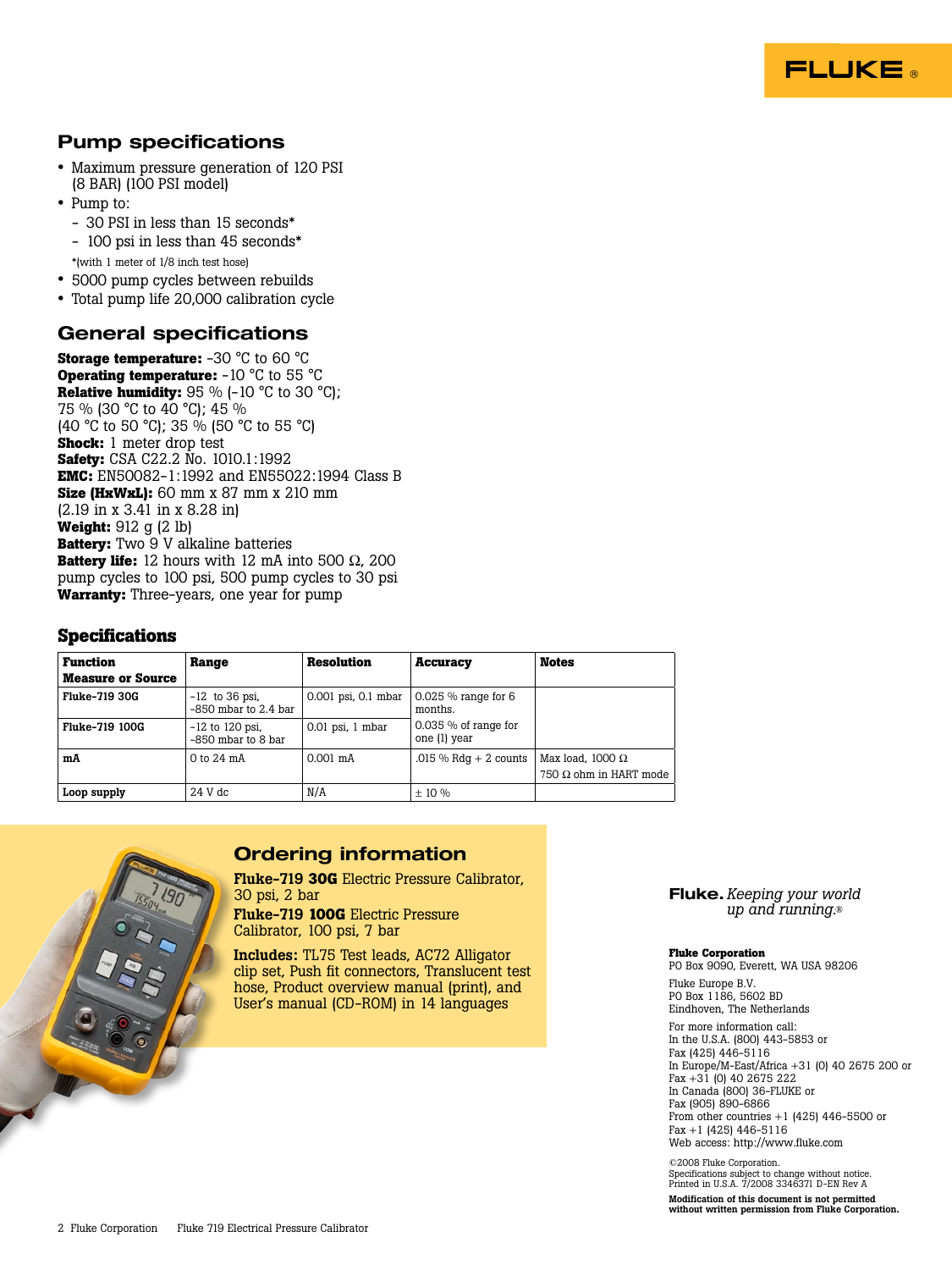## Pump specifications

- Maximum pressure generation of 120 PSI (8 BAR) (100 PSI model)
- Pump to:
  - 30 PSI in less than 15 seconds*
  - 100 psi in less than 45 seconds*

  *(with 1 meter of 1/8 inch test hose)
- 5000 pump cycles between rebuilds
- Total pump life 20,000 calibration cycle

## General specifications

**Storage temperature:** -30 °C to 60 °C
**Operating temperature:** -10 °C to 55 °C
**Relative humidity:** 95 % (-10 °C to 30 °C); 75 % (30 °C to 40 °C); 45 % (40 °C to 50 °C); 35 % (50 °C to 55 °C)
**Shock:** 1 meter drop test
**Safety:** CSA C22.2 No. 1010.1:1992
**EMC:** EN50082-1:1992 and EN55022:1994 Class B
**Size (HxWxL):** 60 mm x 87 mm x 210 mm (2.19 in x 3.41 in x 8.28 in)
**Weight:** 912 g (2 lb)
**Battery:** Two 9 V alkaline batteries
**Battery life:** 12 hours with 12 mA into 500 Ω, 200 pump cycles to 100 psi, 500 pump cycles to 30 psi
**Warranty:** Three-years, one year for pump

## Specifications

| Function Measure or Source | Range | Resolution | Accuracy | Notes |
|---|---|---|---|---|
| Fluke-719 30G | -12 to 36 psi, -850 mbar to 2.4 bar | 0.001 psi, 0.1 mbar | 0.025 % range for 6 months. | |
| Fluke-719 100G | -12 to 120 psi, -850 mbar to 8 bar | 0.01 psi, 1 mbar | 0.035 % of range for one (1) year | |
| mA | 0 to 24 mA | 0.001 mA | .015 % Rdg + 2 counts | Max load, 1000 Ω 750 Ω ohm in HART mode |
| Loop supply | 24 V dc | N/A | ± 10 % | |

## Ordering information

**Fluke-719 30G** Electric Pressure Calibrator, 30 psi, 2 bar
**Fluke-719 100G** Electric Pressure Calibrator, 100 psi, 7 bar

**Includes:** TL75 Test leads, AC72 Alligator clip set, Push fit connectors, Translucent test hose, Product overview manual (print), and User's manual (CD-ROM) in 14 languages

**Fluke.** *Keeping your world up and running.®*

**Fluke Corporation**
PO Box 9090, Everett, WA USA 98206

Fluke Europe B.V.
PO Box 1186, 5602 BD
Eindhoven, The Netherlands

For more information call:
In the U.S.A. (800) 443-5853 or
Fax (425) 446-5116
In Europe/M-East/Africa +31 (0) 40 2675 200 or
Fax +31 (0) 40 2675 222
In Canada (800) 36-FLUKE or
Fax (905) 890-6866
From other countries +1 (425) 446-5500 or
Fax +1 (425) 446-5116
Web access: http://www.fluke.com

©2008 Fluke Corporation.
Specifications subject to change without notice.
Printed in U.S.A. 7/2008 3346371 D-EN Rev A

**Modification of this document is not permitted without written permission from Fluke Corporation.**